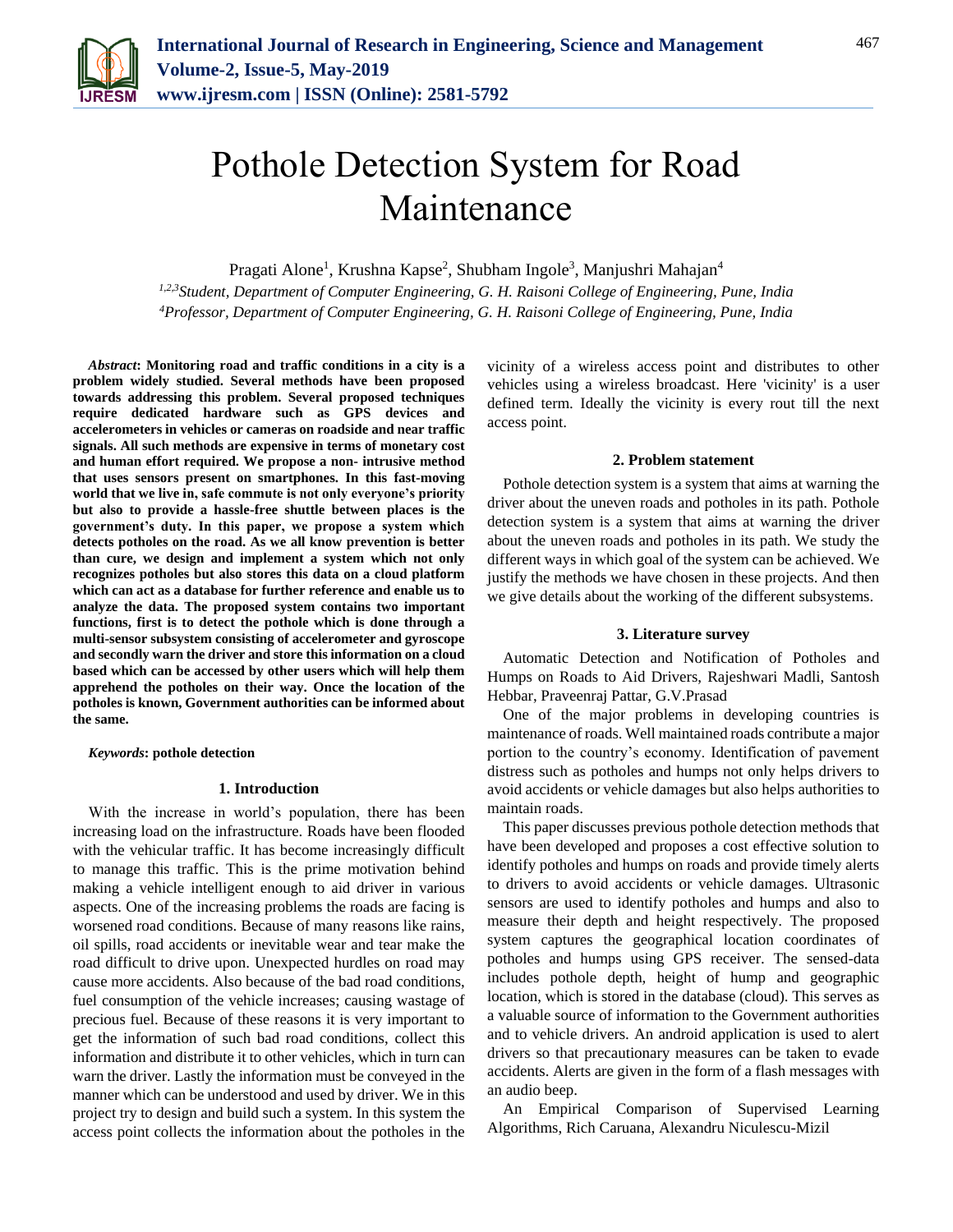# Pothole Detection System for Road Maintenance

Pragati Alone[1], Krushna Kapse[2], Shubham Ingole[3], Manjushri Mahajan[4]

*[1,2,3]Student, Department of Computer Engineering, G. H. Raisoni College of Engineering, Pune, India*
*[4]Professor, Department of Computer Engineering, G. H. Raisoni College of Engineering, Pune, India*

***Abstract*: Monitoring road and traffic conditions in a city is a problem widely studied. Several methods have been proposed towards addressing this problem. Several proposed techniques require dedicated hardware such as GPS devices and accelerometers in vehicles or cameras on roadside and near traffic signals. All such methods are expensive in terms of monetary cost and human effort required. We propose a non- intrusive method that uses sensors present on smartphones. In this fast-moving world that we live in, safe commute is not only everyone's priority but also to provide a hassle-free shuttle between places is the government's duty. In this paper, we propose a system which detects potholes on the road. As we all know prevention is better than cure, we design and implement a system which not only recognizes potholes but also stores this data on a cloud platform which can act as a database for further reference and enable us to analyze the data. The proposed system contains two important functions, first is to detect the pothole which is done through a multi-sensor subsystem consisting of accelerometer and gyroscope and secondly warn the driver and store this information on a cloud based which can be accessed by other users which will help them apprehend the potholes on their way. Once the location of the potholes is known, Government authorities can be informed about the same.**

***Keywords*: pothole detection**

## 1. Introduction

With the increase in world's population, there has been increasing load on the infrastructure. Roads have been flooded with the vehicular traffic. It has become increasingly difficult to manage this traffic. This is the prime motivation behind making a vehicle intelligent enough to aid driver in various aspects. One of the increasing problems the roads are facing is worsened road conditions. Because of many reasons like rains, oil spills, road accidents or inevitable wear and tear make the road difficult to drive upon. Unexpected hurdles on road may cause more accidents. Also because of the bad road conditions, fuel consumption of the vehicle increases; causing wastage of precious fuel. Because of these reasons it is very important to get the information of such bad road conditions, collect this information and distribute it to other vehicles, which in turn can warn the driver. Lastly the information must be conveyed in the manner which can be understood and used by driver. We in this project try to design and build such a system. In this system the access point collects the information about the potholes in the vicinity of a wireless access point and distributes to other vehicles using a wireless broadcast. Here 'vicinity' is a user defined term. Ideally the vicinity is every rout till the next access point.

## 2. Problem statement

Pothole detection system is a system that aims at warning the driver about the uneven roads and potholes in its path. Pothole detection system is a system that aims at warning the driver about the uneven roads and potholes in its path. We study the different ways in which goal of the system can be achieved. We justify the methods we have chosen in these projects. And then we give details about the working of the different subsystems.

## 3. Literature survey

Automatic Detection and Notification of Potholes and Humps on Roads to Aid Drivers, Rajeshwari Madli, Santosh Hebbar, Praveenraj Pattar, G.V.Prasad

One of the major problems in developing countries is maintenance of roads. Well maintained roads contribute a major portion to the country's economy. Identification of pavement distress such as potholes and humps not only helps drivers to avoid accidents or vehicle damages but also helps authorities to maintain roads.

This paper discusses previous pothole detection methods that have been developed and proposes a cost effective solution to identify potholes and humps on roads and provide timely alerts to drivers to avoid accidents or vehicle damages. Ultrasonic sensors are used to identify potholes and humps and also to measure their depth and height respectively. The proposed system captures the geographical location coordinates of potholes and humps using GPS receiver. The sensed-data includes pothole depth, height of hump and geographic location, which is stored in the database (cloud). This serves as a valuable source of information to the Government authorities and to vehicle drivers. An android application is used to alert drivers so that precautionary measures can be taken to evade accidents. Alerts are given in the form of a flash messages with an audio beep.

An Empirical Comparison of Supervised Learning Algorithms, Rich Caruana, Alexandru Niculescu-Mizil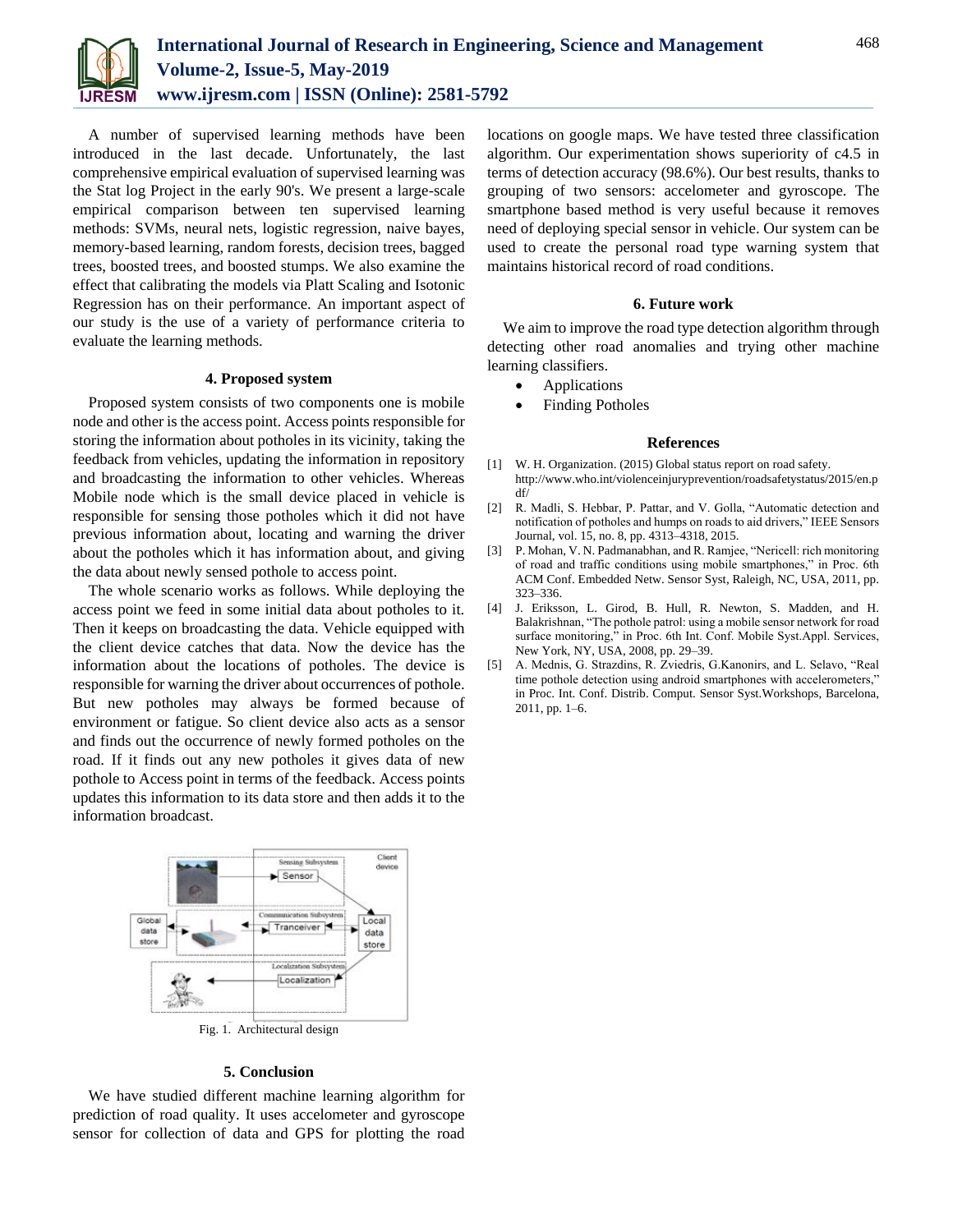A number of supervised learning methods have been introduced in the last decade. Unfortunately, the last comprehensive empirical evaluation of supervised learning was the Stat log Project in the early 90's. We present a large-scale empirical comparison between ten supervised learning methods: SVMs, neural nets, logistic regression, naive bayes, memory-based learning, random forests, decision trees, bagged trees, boosted trees, and boosted stumps. We also examine the effect that calibrating the models via Platt Scaling and Isotonic Regression has on their performance. An important aspect of our study is the use of a variety of performance criteria to evaluate the learning methods.

## 4. Proposed system

Proposed system consists of two components one is mobile node and other is the access point. Access points responsible for storing the information about potholes in its vicinity, taking the feedback from vehicles, updating the information in repository and broadcasting the information to other vehicles. Whereas Mobile node which is the small device placed in vehicle is responsible for sensing those potholes which it did not have previous information about, locating and warning the driver about the potholes which it has information about, and giving the data about newly sensed pothole to access point.

The whole scenario works as follows. While deploying the access point we feed in some initial data about potholes to it. Then it keeps on broadcasting the data. Vehicle equipped with the client device catches that data. Now the device has the information about the locations of potholes. The device is responsible for warning the driver about occurrences of pothole. But new potholes may always be formed because of environment or fatigue. So client device also acts as a sensor and finds out the occurrence of newly formed potholes on the road. If it finds out any new potholes it gives data of new pothole to Access point in terms of the feedback. Access points updates this information to its data store and then adds it to the information broadcast.

Client device

Sensing Subsystem

Sensor

Global data store

Communication Subsystem

Tranceiver

Local data store

Localization Subsystem

Localization

Fig. 1. Architectural design

## 5. Conclusion

We have studied different machine learning algorithm for prediction of road quality. It uses accelometer and gyroscope sensor for collection of data and GPS for plotting the road locations on google maps. We have tested three classification algorithm. Our experimentation shows superiority of c4.5 in terms of detection accuracy (98.6%). Our best results, thanks to grouping of two sensors: accelometer and gyroscope. The smartphone based method is very useful because it removes need of deploying special sensor in vehicle. Our system can be used to create the personal road type warning system that maintains historical record of road conditions.

## 6. Future work

We aim to improve the road type detection algorithm through detecting other road anomalies and trying other machine learning classifiers.

- Applications
- Finding Potholes

## References

[1] W. H. Organization. (2015) Global status report on road safety. http://www.who.int/violenceinjuryprevention/roadsafetystatus/2015/en.pdf/

[2] R. Madli, S. Hebbar, P. Pattar, and V. Golla, "Automatic detection and notification of potholes and humps on roads to aid drivers," IEEE Sensors Journal, vol. 15, no. 8, pp. 4313–4318, 2015.

[3] P. Mohan, V. N. Padmanabhan, and R. Ramjee, "Nericell: rich monitoring of road and traffic conditions using mobile smartphones," in Proc. 6th ACM Conf. Embedded Netw. Sensor Syst, Raleigh, NC, USA, 2011, pp. 323–336.

[4] J. Eriksson, L. Girod, B. Hull, R. Newton, S. Madden, and H. Balakrishnan, "The pothole patrol: using a mobile sensor network for road surface monitoring," in Proc. 6th Int. Conf. Mobile Syst.Appl. Services, New York, NY, USA, 2008, pp. 29–39.

[5] A. Mednis, G. Strazdins, R. Zviedris, G.Kanonirs, and L. Selavo, "Real time pothole detection using android smartphones with accelerometers," in Proc. Int. Conf. Distrib. Comput. Sensor Syst.Workshops, Barcelona, 2011, pp. 1–6.